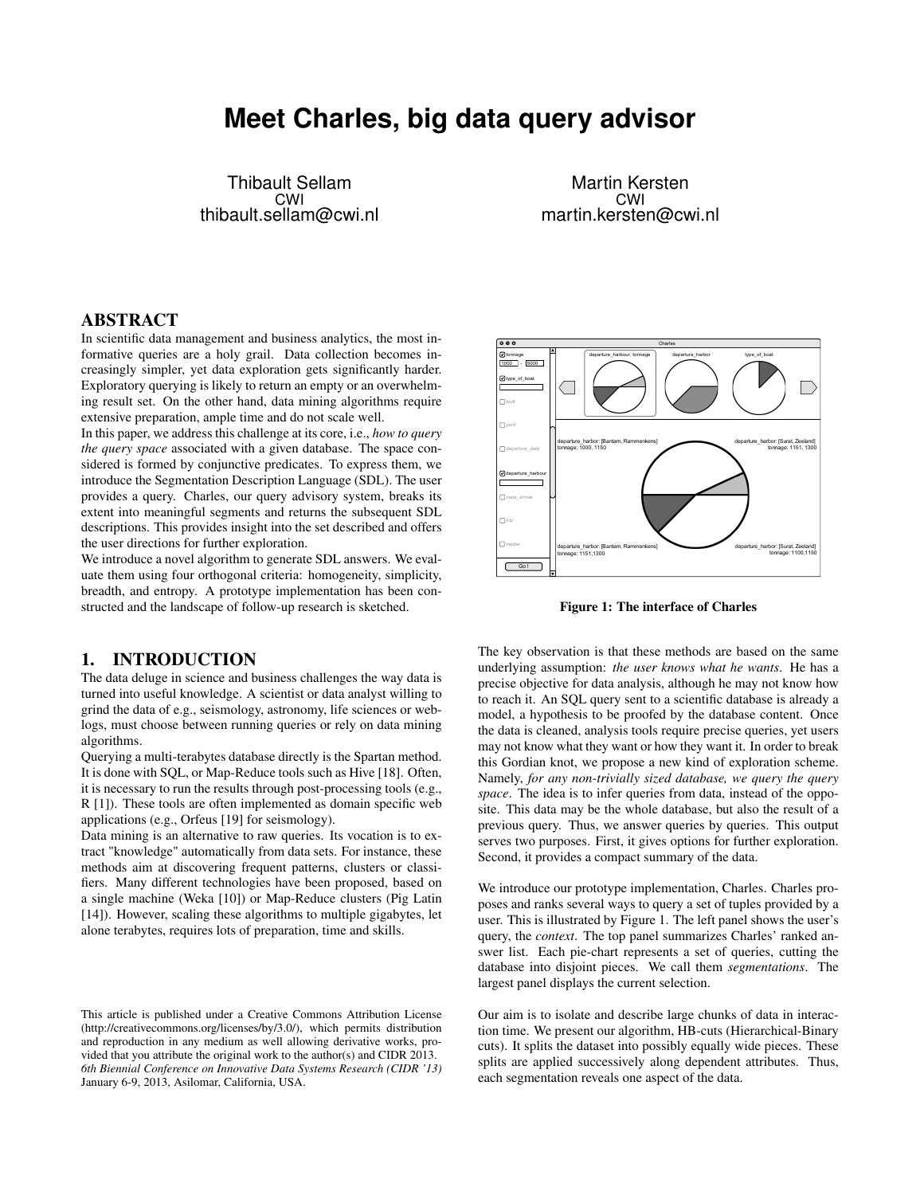# Meet Charles, big data query advisor

Thibault Sellam
CWI
thibault.sellam@cwi.nl

Martin Kersten
CWI
martin.kersten@cwi.nl

## ABSTRACT

In scientific data management and business analytics, the most informative queries are a holy grail. Data collection becomes increasingly simpler, yet data exploration gets significantly harder. Exploratory querying is likely to return an empty or an overwhelming result set. On the other hand, data mining algorithms require extensive preparation, ample time and do not scale well.

In this paper, we address this challenge at its core, i.e., *how to query the query space* associated with a given database. The space considered is formed by conjunctive predicates. To express them, we introduce the Segmentation Description Language (SDL). The user provides a query. Charles, our query advisory system, breaks its extent into meaningful segments and returns the subsequent SDL descriptions. This provides insight into the set described and offers the user directions for further exploration.

We introduce a novel algorithm to generate SDL answers. We evaluate them using four orthogonal criteria: homogeneity, simplicity, breadth, and entropy. A prototype implementation has been constructed and the landscape of follow-up research is sketched.

## 1. INTRODUCTION

The data deluge in science and business challenges the way data is turned into useful knowledge. A scientist or data analyst willing to grind the data of e.g., seismology, astronomy, life sciences or weblogs, must choose between running queries or rely on data mining algorithms.

Querying a multi-terabytes database directly is the Spartan method. It is done with SQL, or Map-Reduce tools such as Hive [18]. Often, it is necessary to run the results through post-processing tools (e.g., R [1]). These tools are often implemented as domain specific web applications (e.g., Orfeus [19] for seismology).

Data mining is an alternative to raw queries. Its vocation is to extract "knowledge" automatically from data sets. For instance, these methods aim at discovering frequent patterns, clusters or classifiers. Many different technologies have been proposed, based on a single machine (Weka [10]) or Map-Reduce clusters (Pig Latin [14]). However, scaling these algorithms to multiple gigabytes, let alone terabytes, requires lots of preparation, time and skills.

This article is published under a Creative Commons Attribution License (http://creativecommons.org/licenses/by/3.0/), which permits distribution and reproduction in any medium as well allowing derivative works, provided that you attribute the original work to the author(s) and CIDR 2013.
*6th Biennial Conference on Innovative Data Systems Research (CIDR '13)* January 6-9, 2013, Asilomar, California, USA.

**Figure 1: The interface of Charles**

The key observation is that these methods are based on the same underlying assumption: *the user knows what he wants*. He has a precise objective for data analysis, although he may not know how to reach it. An SQL query sent to a scientific database is already a model, a hypothesis to be proofed by the database content. Once the data is cleaned, analysis tools require precise queries, yet users may not know what they want or how they want it. In order to break this Gordian knot, we propose a new kind of exploration scheme. Namely, *for any non-trivially sized database, we query the query space*. The idea is to infer queries from data, instead of the opposite. This data may be the whole database, but also the result of a previous query. Thus, we answer queries by queries. This output serves two purposes. First, it gives options for further exploration. Second, it provides a compact summary of the data.

We introduce our prototype implementation, Charles. Charles proposes and ranks several ways to query a set of tuples provided by a user. This is illustrated by Figure 1. The left panel shows the user's query, the *context*. The top panel summarizes Charles' ranked answer list. Each pie-chart represents a set of queries, cutting the database into disjoint pieces. We call them *segmentations*. The largest panel displays the current selection.

Our aim is to isolate and describe large chunks of data in interaction time. We present our algorithm, HB-cuts (Hierarchical-Binary cuts). It splits the dataset into possibly equally wide pieces. These splits are applied successively along dependent attributes. Thus, each segmentation reveals one aspect of the data.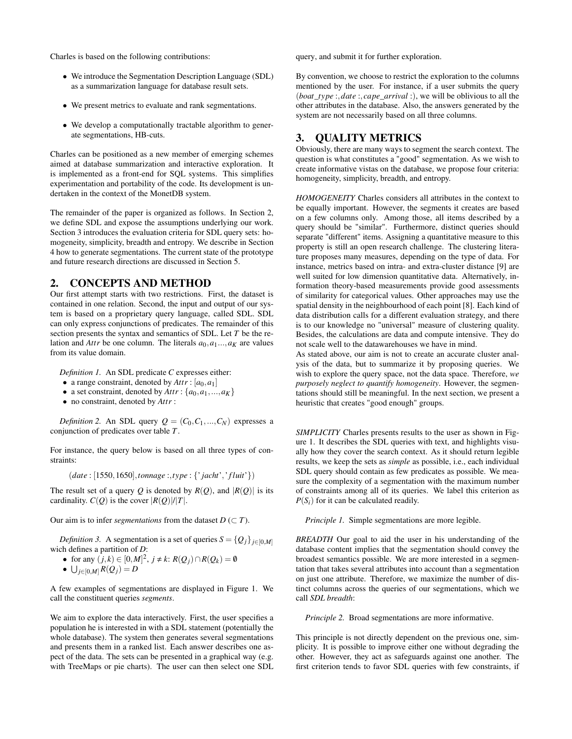Charles is based on the following contributions:

- We introduce the Segmentation Description Language (SDL) as a summarization language for database result sets.
- We present metrics to evaluate and rank segmentations.
- We develop a computationally tractable algorithm to generate segmentations, HB-cuts.

Charles can be positioned as a new member of emerging schemes aimed at database summarization and interactive exploration. It is implemented as a front-end for SQL systems. This simplifies experimentation and portability of the code. Its development is undertaken in the context of the MonetDB system.

The remainder of the paper is organized as follows. In Section 2, we define SDL and expose the assumptions underlying our work. Section 3 introduces the evaluation criteria for SDL query sets: homogeneity, simplicity, breadth and entropy. We describe in Section 4 how to generate segmentations. The current state of the prototype and future research directions are discussed in Section 5.

## 2. CONCEPTS AND METHOD

Our first attempt starts with two restrictions. First, the dataset is contained in one relation. Second, the input and output of our system is based on a proprietary query language, called SDL. SDL can only express conjunctions of predicates. The remainder of this section presents the syntax and semantics of SDL. Let $T$ be the relation and $Attr$ be one column. The literals $a_0, a_1 ..., a_K$ are values from its value domain.

*Definition 1.* An SDL predicate $C$ expresses either:

- a range constraint, denoted by $Attr : [a_0, a_1]$
- a set constraint, denoted by $Attr : \{a_0, a_1, ..., a_K\}$
- no constraint, denoted by $Attr :$

*Definition 2.* An SDL query $Q = (C_0, C_1, ..., C_N)$ expresses a conjunction of predicates over table $T$.

For instance, the query below is based on all three types of constraints:

$$(date : [1550, 1650], tonnage :, type : \{'jacht', 'fluit'\})$$

The result set of a query $Q$ is denoted by $R(Q)$, and $|R(Q)|$ is its cardinality. $C(Q)$ is the cover $|R(Q)|/|T|$.

Our aim is to infer *segmentations* from the dataset $D$ ($\subset T$).

*Definition 3.* A segmentation is a set of queries $S = \{Q_j\}_{j \in [0,M]}$ wich defines a partition of $D$:

- for any $(j,k) \in [0,M]^2$, $j \neq k$: $R(Q_j) \cap R(Q_k) = \emptyset$
- $\bigcup_{j \in [0,M]} R(Q_j) = D$

A few examples of segmentations are displayed in Figure 1. We call the constituent queries *segments*.

We aim to explore the data interactively. First, the user specifies a population he is interested in with a SDL statement (potentially the whole database). The system then generates several segmentations and presents them in a ranked list. Each answer describes one aspect of the data. The sets can be presented in a graphical way (e.g. with TreeMaps or pie charts). The user can then select one SDL query, and submit it for further exploration.

By convention, we choose to restrict the exploration to the columns mentioned by the user. For instance, if a user submits the query $(boat\_type :, date :, cape\_arrival :)$, we will be oblivious to all the other attributes in the database. Also, the answers generated by the system are not necessarily based on all three columns.

## 3. QUALITY METRICS

Obviously, there are many ways to segment the search context. The question is what constitutes a "good" segmentation. As we wish to create informative vistas on the database, we propose four criteria: homogeneity, simplicity, breadth, and entropy.

*HOMOGENEITY* Charles considers all attributes in the context to be equally important. However, the segments it creates are based on a few columns only. Among those, all items described by a query should be "similar". Furthermore, distinct queries should separate "different" items. Assigning a quantitative measure to this property is still an open research challenge. The clustering literature proposes many measures, depending on the type of data. For instance, metrics based on intra- and extra-cluster distance [9] are well suited for low dimension quantitative data. Alternatively, information theory-based measurements provide good assessments of similarity for categorical values. Other approaches may use the spatial density in the neighbourhood of each point [8]. Each kind of data distribution calls for a different evaluation strategy, and there is to our knowledge no "universal" measure of clustering quality. Besides, the calculations are data and compute intensive. They do not scale well to the datawarehouses we have in mind.

As stated above, our aim is not to create an accurate cluster analysis of the data, but to summarize it by proposing queries. We wish to explore the query space, not the data space. Therefore, *we purposely neglect to quantify homogeneity*. However, the segmentations should still be meaningful. In the next section, we present a heuristic that creates "good enough" groups.

*SIMPLICITY* Charles presents results to the user as shown in Figure 1. It describes the SDL queries with text, and highlights visually how they cover the search context. As it should return legible results, we keep the sets as *simple* as possible, i.e., each individual SDL query should contain as few predicates as possible. We measure the complexity of a segmentation with the maximum number of constraints among all of its queries. We label this criterion as $P(S_i)$ for it can be calculated readily.

*Principle 1.* Simple segmentations are more legible.

*BREADTH* Our goal to aid the user in his understanding of the database content implies that the segmentation should convey the broadest semantics possible. We are more interested in a segmentation that takes several attributes into account than a segmentation on just one attribute. Therefore, we maximize the number of distinct columns across the queries of our segmentations, which we call *SDL breadth*:

*Principle 2.* Broad segmentations are more informative.

This principle is not directly dependent on the previous one, simplicity. It is possible to improve either one without degrading the other. However, they act as safeguards against one another. The first criterion tends to favor SDL queries with few constraints, if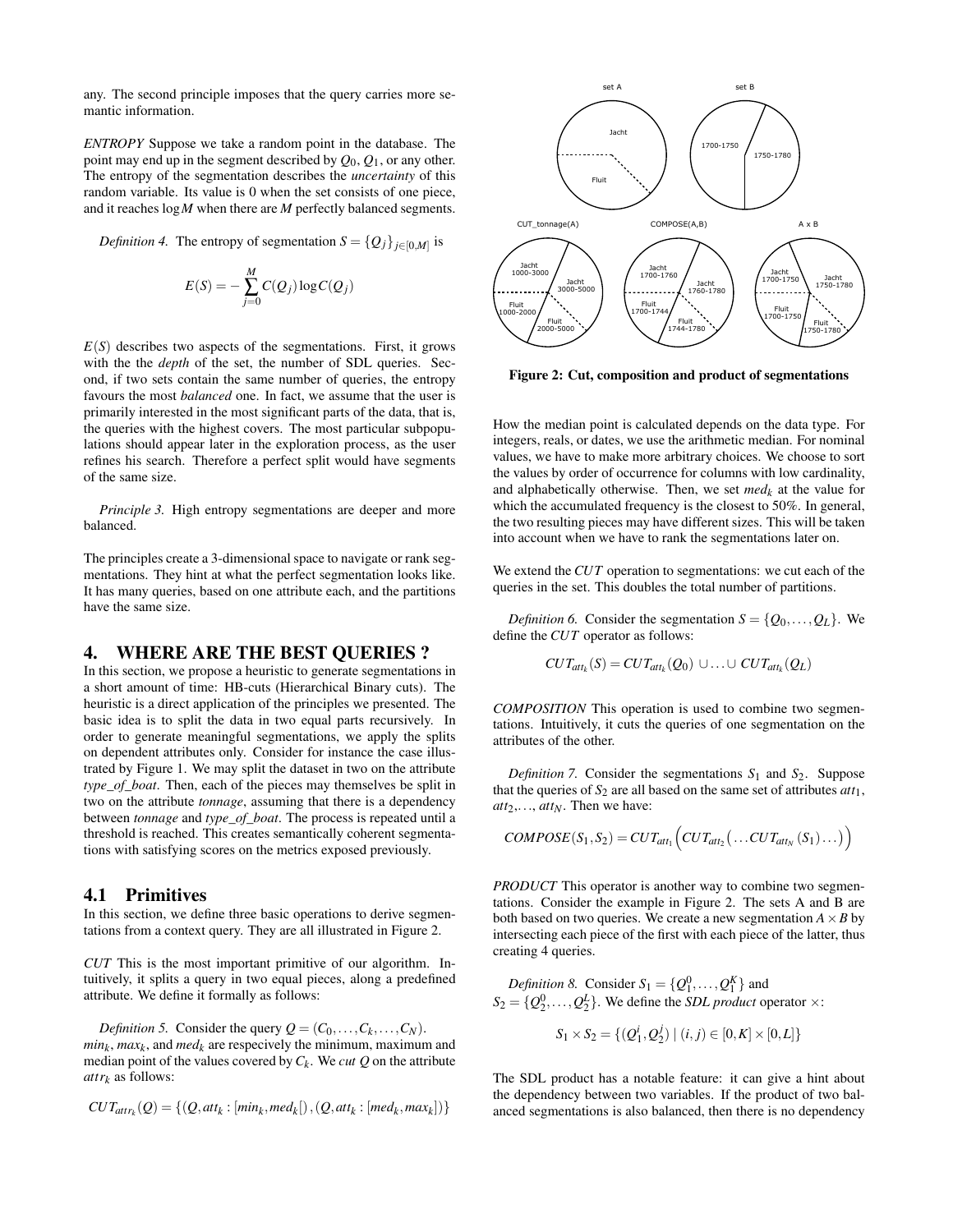any. The second principle imposes that the query carries more semantic information.

*ENTROPY* Suppose we take a random point in the database. The point may end up in the segment described by $Q_0$, $Q_1$, or any other. The entropy of the segmentation describes the *uncertainty* of this random variable. Its value is 0 when the set consists of one piece, and it reaches $\log M$ when there are $M$ perfectly balanced segments.

*Definition 4.* The entropy of segmentation $S = \{Q_j\}_{j\in[0,M]}$ is

$$E(S) = -\sum_{j=0}^{M} C(Q_j)\log C(Q_j)$$

$E(S)$ describes two aspects of the segmentations. First, it grows with the the *depth* of the set, the number of SDL queries. Second, if two sets contain the same number of queries, the entropy favours the most *balanced* one. In fact, we assume that the user is primarily interested in the most significant parts of the data, that is, the queries with the highest covers. The most particular subpopulations should appear later in the exploration process, as the user refines his search. Therefore a perfect split would have segments of the same size.

*Principle 3.* High entropy segmentations are deeper and more balanced.

The principles create a 3-dimensional space to navigate or rank segmentations. They hint at what the perfect segmentation looks like. It has many queries, based on one attribute each, and the partitions have the same size.

## 4. WHERE ARE THE BEST QUERIES ?

In this section, we propose a heuristic to generate segmentations in a short amount of time: HB-cuts (Hierarchical Binary cuts). The heuristic is a direct application of the principles we presented. The basic idea is to split the data in two equal parts recursively. In order to generate meaningful segmentations, we apply the splits on dependent attributes only. Consider for instance the case illustrated by Figure 1. We may split the dataset in two on the attribute *type_of_boat*. Then, each of the pieces may themselves be split in two on the attribute *tonnage*, assuming that there is a dependency between *tonnage* and *type_of_boat*. The process is repeated until a threshold is reached. This creates semantically coherent segmentations with satisfying scores on the metrics exposed previously.

### 4.1 Primitives

In this section, we define three basic operations to derive segmentations from a context query. They are all illustrated in Figure 2.

*CUT* This is the most important primitive of our algorithm. Intuitively, it splits a query in two equal pieces, along a predefined attribute. We define it formally as follows:

*Definition 5.* Consider the query $Q = (C_0, \ldots, C_k, \ldots, C_N)$. $min_k$, $max_k$, and $med_k$ are respecively the minimum, maximum and median point of the values covered by $C_k$. We *cut* $Q$ on the attribute $attr_k$ as follows:

$$CUT_{attr_k}(Q) = \{(Q, att_k : [min_k, med_k[), (Q, att_k : [med_k, max_k])\}$$

**Figure 2: Cut, composition and product of segmentations**

How the median point is calculated depends on the data type. For integers, reals, or dates, we use the arithmetic median. For nominal values, we have to make more arbitrary choices. We choose to sort the values by order of occurrence for columns with low cardinality, and alphabetically otherwise. Then, we set $med_k$ at the value for which the accumulated frequency is the closest to 50%. In general, the two resulting pieces may have different sizes. This will be taken into account when we have to rank the segmentations later on.

We extend the *CUT* operation to segmentations: we cut each of the queries in the set. This doubles the total number of partitions.

*Definition 6.* Consider the segmentation $S = \{Q_0, \ldots, Q_L\}$. We define the *CUT* operator as follows:

$$CUT_{att_k}(S) = CUT_{att_k}(Q_0) \cup \ldots \cup CUT_{att_k}(Q_L)$$

*COMPOSITION* This operation is used to combine two segmentations. Intuitively, it cuts the queries of one segmentation on the attributes of the other.

*Definition 7.* Consider the segmentations $S_1$ and $S_2$. Suppose that the queries of $S_2$ are all based on the same set of attributes $att_1$, $att_2$,..., $att_N$. Then we have:

$$COMPOSE(S_1, S_2) = CUT_{att_1}\Big(CUT_{att_2}\big(\ldots CUT_{att_N}(S_1)\ldots\big)\Big)$$

*PRODUCT* This operator is another way to combine two segmentations. Consider the example in Figure 2. The sets A and B are both based on two queries. We create a new segmentation $A \times B$ by intersecting each piece of the first with each piece of the latter, thus creating 4 queries.

*Definition 8.* Consider $S_1 = \{Q_1^0, \ldots, Q_1^K\}$ and $S_2 = \{Q_2^0, \ldots, Q_2^L\}$. We define the *SDL product* operator $\times$:

$$S_1 \times S_2 = \{(Q_1^i, Q_2^j) \mid (i,j) \in [0,K] \times [0,L]\}$$

The SDL product has a notable feature: it can give a hint about the dependency between two variables. If the product of two balanced segmentations is also balanced, then there is no dependency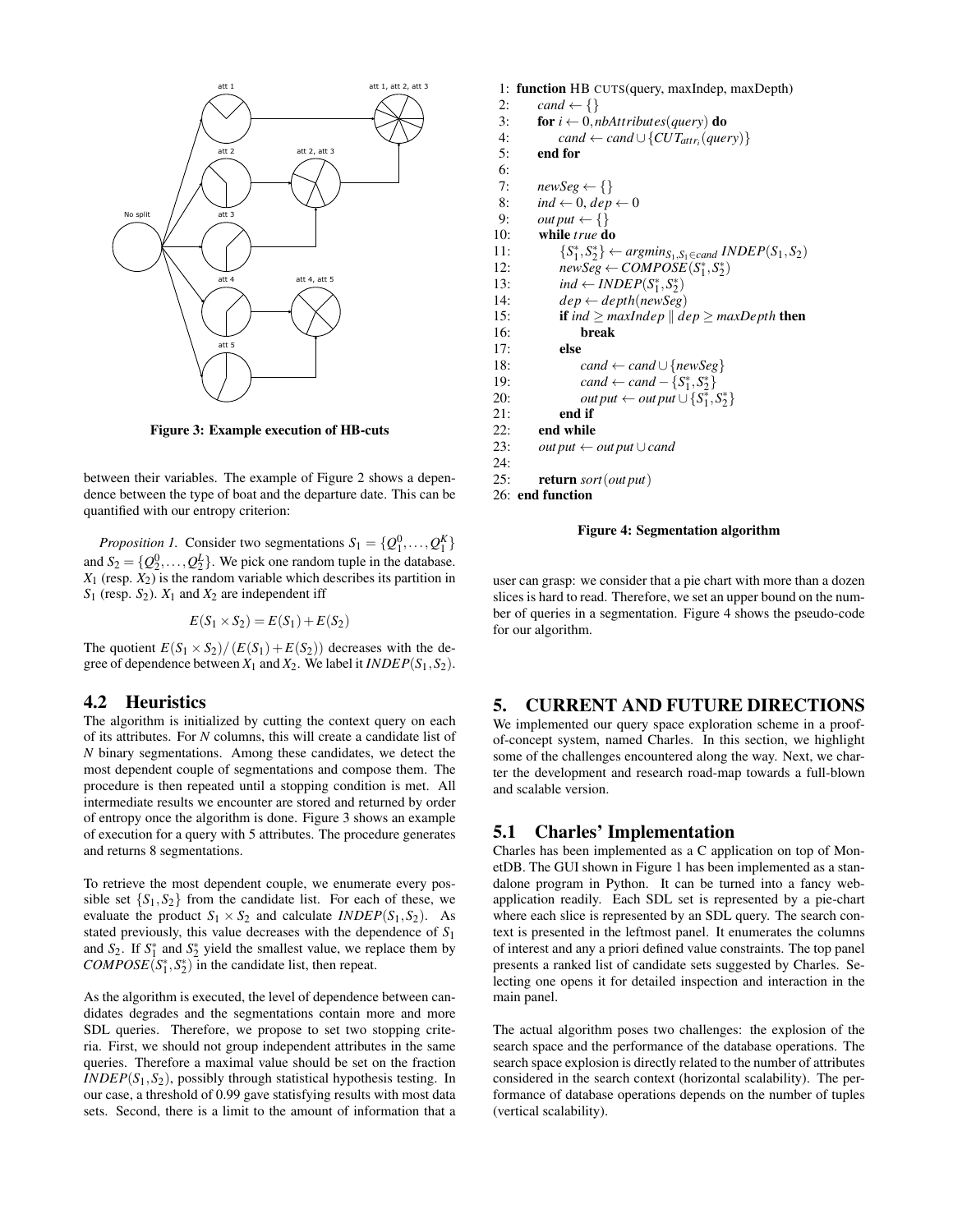Figure 3: Example execution of HB-cuts

between their variables. The example of Figure 2 shows a dependence between the type of boat and the departure date. This can be quantified with our entropy criterion:

*Proposition 1.* Consider two segmentations $S_1 = \{Q_1^0, \ldots, Q_1^K\}$ and $S_2 = \{Q_2^0, \ldots, Q_2^L\}$. We pick one random tuple in the database. $X_1$ (resp. $X_2$) is the random variable which describes its partition in $S_1$ (resp. $S_2$). $X_1$ and $X_2$ are independent iff

$$E(S_1 \times S_2) = E(S_1) + E(S_2)$$

The quotient $E(S_1 \times S_2)/(E(S_1) + E(S_2))$ decreases with the degree of dependence between $X_1$ and $X_2$. We label it $INDEP(S_1, S_2)$.

## 4.2 Heuristics

The algorithm is initialized by cutting the context query on each of its attributes. For $N$ columns, this will create a candidate list of $N$ binary segmentations. Among these candidates, we detect the most dependent couple of segmentations and compose them. The procedure is then repeated until a stopping condition is met. All intermediate results we encounter are stored and returned by order of entropy once the algorithm is done. Figure 3 shows an example of execution for a query with 5 attributes. The procedure generates and returns 8 segmentations.

To retrieve the most dependent couple, we enumerate every possible set $\{S_1, S_2\}$ from the candidate list. For each of these, we evaluate the product $S_1 \times S_2$ and calculate $INDEP(S_1, S_2)$. As stated previously, this value decreases with the dependence of $S_1$ and $S_2$. If $S_1^*$ and $S_2^*$ yield the smallest value, we replace them by $COMPOSE(S_1^*, S_2^*)$ in the candidate list, then repeat.

As the algorithm is executed, the level of dependence between candidates degrades and the segmentations contain more and more SDL queries. Therefore, we propose to set two stopping criteria. First, we should not group independent attributes in the same queries. Therefore a maximal value should be set on the fraction $INDEP(S_1, S_2)$, possibly through statistical hypothesis testing. In our case, a threshold of 0.99 gave statisfying results with most data sets. Second, there is a limit to the amount of information that a user can grasp: we consider that a pie chart with more than a dozen slices is hard to read. Therefore, we set an upper bound on the number of queries in a segmentation. Figure 4 shows the pseudo-code for our algorithm.

```
1: function HB CUTS(query, maxIndep, maxDepth)
2:     cand ← {}
3:     for i ← 0, nbAttributes(query) do
4:         cand ← cand ∪ {CUT_attr_i(query)}
5:     end for
6:
7:     newSeg ← {}
8:     ind ← 0, dep ← 0
9:     output ← {}
10:    while true do
11:        {S1*, S2*} ← argmin_{S1,S1 ∈ cand} INDEP(S1, S2)
12:        newSeg ← COMPOSE(S1*, S2*)
13:        ind ← INDEP(S1*, S2*)
14:        dep ← depth(newSeg)
15:        if ind ≥ maxIndep ‖ dep ≥ maxDepth then
16:            break
17:        else
18:            cand ← cand ∪ {newSeg}
19:            cand ← cand − {S1*, S2*}
20:            output ← output ∪ {S1*, S2*}
21:        end if
22:    end while
23:    output ← output ∪ cand
24:
25:    return sort(output)
26: end function
```

Figure 4: Segmentation algorithm

## 5. CURRENT AND FUTURE DIRECTIONS

We implemented our query space exploration scheme in a proof-of-concept system, named Charles. In this section, we highlight some of the challenges encountered along the way. Next, we charter the development and research road-map towards a full-blown and scalable version.

## 5.1 Charles' Implementation

Charles has been implemented as a C application on top of MonetDB. The GUI shown in Figure 1 has been implemented as a standalone program in Python. It can be turned into a fancy web-application readily. Each SDL set is represented by a pie-chart where each slice is represented by an SDL query. The search context is presented in the leftmost panel. It enumerates the columns of interest and any a priori defined value constraints. The top panel presents a ranked list of candidate sets suggested by Charles. Selecting one opens it for detailed inspection and interaction in the main panel.

The actual algorithm poses two challenges: the explosion of the search space and the performance of the database operations. The search space explosion is directly related to the number of attributes considered in the search context (horizontal scalability). The performance of database operations depends on the number of tuples (vertical scalability).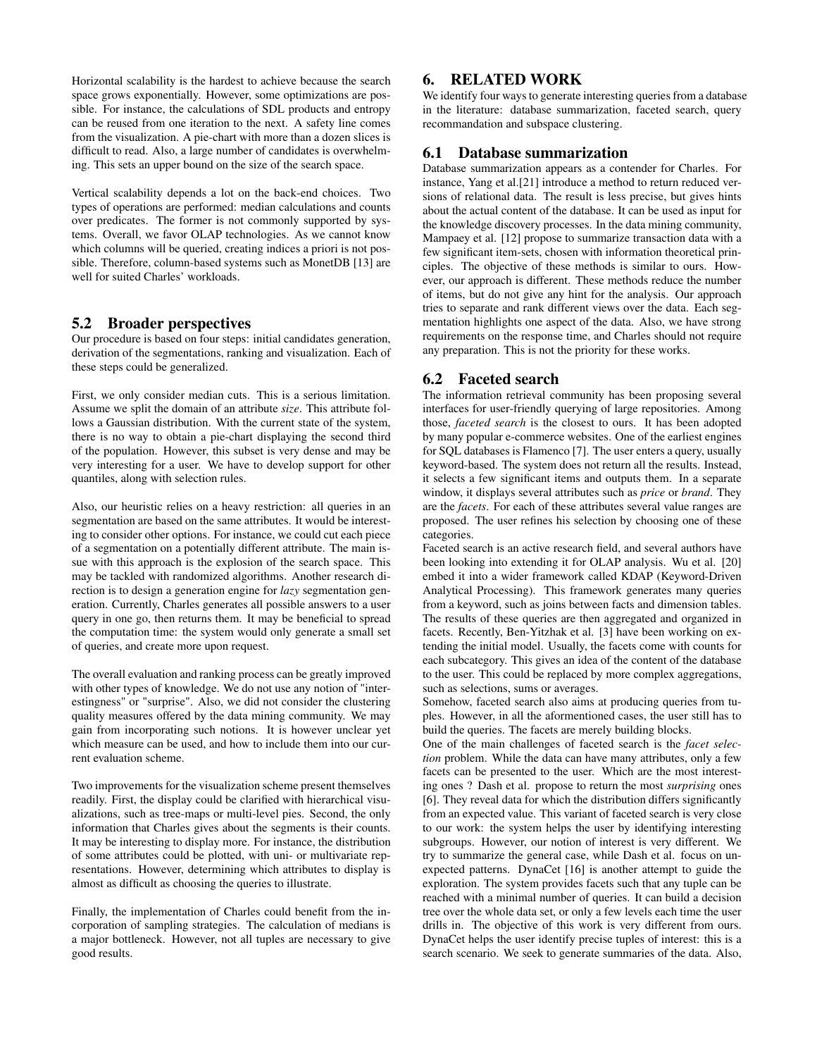Horizontal scalability is the hardest to achieve because the search space grows exponentially. However, some optimizations are possible. For instance, the calculations of SDL products and entropy can be reused from one iteration to the next. A safety line comes from the visualization. A pie-chart with more than a dozen slices is difficult to read. Also, a large number of candidates is overwhelming. This sets an upper bound on the size of the search space.

Vertical scalability depends a lot on the back-end choices. Two types of operations are performed: median calculations and counts over predicates. The former is not commonly supported by systems. Overall, we favor OLAP technologies. As we cannot know which columns will be queried, creating indices a priori is not possible. Therefore, column-based systems such as MonetDB [13] are well for suited Charles' workloads.

## 5.2 Broader perspectives

Our procedure is based on four steps: initial candidates generation, derivation of the segmentations, ranking and visualization. Each of these steps could be generalized.

First, we only consider median cuts. This is a serious limitation. Assume we split the domain of an attribute *size*. This attribute follows a Gaussian distribution. With the current state of the system, there is no way to obtain a pie-chart displaying the second third of the population. However, this subset is very dense and may be very interesting for a user. We have to develop support for other quantiles, along with selection rules.

Also, our heuristic relies on a heavy restriction: all queries in an segmentation are based on the same attributes. It would be interesting to consider other options. For instance, we could cut each piece of a segmentation on a potentially different attribute. The main issue with this approach is the explosion of the search space. This may be tackled with randomized algorithms. Another research direction is to design a generation engine for *lazy* segmentation generation. Currently, Charles generates all possible answers to a user query in one go, then returns them. It may be beneficial to spread the computation time: the system would only generate a small set of queries, and create more upon request.

The overall evaluation and ranking process can be greatly improved with other types of knowledge. We do not use any notion of "interestingness" or "surprise". Also, we did not consider the clustering quality measures offered by the data mining community. We may gain from incorporating such notions. It is however unclear yet which measure can be used, and how to include them into our current evaluation scheme.

Two improvements for the visualization scheme present themselves readily. First, the display could be clarified with hierarchical visualizations, such as tree-maps or multi-level pies. Second, the only information that Charles gives about the segments is their counts. It may be interesting to display more. For instance, the distribution of some attributes could be plotted, with uni- or multivariate representations. However, determining which attributes to display is almost as difficult as choosing the queries to illustrate.

Finally, the implementation of Charles could benefit from the incorporation of sampling strategies. The calculation of medians is a major bottleneck. However, not all tuples are necessary to give good results.

# 6. RELATED WORK

We identify four ways to generate interesting queries from a database in the literature: database summarization, faceted search, query recommandation and subspace clustering.

## 6.1 Database summarization

Database summarization appears as a contender for Charles. For instance, Yang et al.[21] introduce a method to return reduced versions of relational data. The result is less precise, but gives hints about the actual content of the database. It can be used as input for the knowledge discovery processes. In the data mining community, Mampaey et al. [12] propose to summarize transaction data with a few significant item-sets, chosen with information theoretical principles. The objective of these methods is similar to ours. However, our approach is different. These methods reduce the number of items, but do not give any hint for the analysis. Our approach tries to separate and rank different views over the data. Each segmentation highlights one aspect of the data. Also, we have strong requirements on the response time, and Charles should not require any preparation. This is not the priority for these works.

## 6.2 Faceted search

The information retrieval community has been proposing several interfaces for user-friendly querying of large repositories. Among those, *faceted search* is the closest to ours. It has been adopted by many popular e-commerce websites. One of the earliest engines for SQL databases is Flamenco [7]. The user enters a query, usually keyword-based. The system does not return all the results. Instead, it selects a few significant items and outputs them. In a separate window, it displays several attributes such as *price* or *brand*. They are the *facets*. For each of these attributes several value ranges are proposed. The user refines his selection by choosing one of these categories.

Faceted search is an active research field, and several authors have been looking into extending it for OLAP analysis. Wu et al. [20] embed it into a wider framework called KDAP (Keyword-Driven Analytical Processing). This framework generates many queries from a keyword, such as joins between facts and dimension tables. The results of these queries are then aggregated and organized in facets. Recently, Ben-Yitzhak et al. [3] have been working on extending the initial model. Usually, the facets come with counts for each subcategory. This gives an idea of the content of the database to the user. This could be replaced by more complex aggregations, such as selections, sums or averages.

Somehow, faceted search also aims at producing queries from tuples. However, in all the aforementioned cases, the user still has to build the queries. The facets are merely building blocks.

One of the main challenges of faceted search is the *facet selection* problem. While the data can have many attributes, only a few facets can be presented to the user. Which are the most interesting ones ? Dash et al. propose to return the most *surprising* ones [6]. They reveal data for which the distribution differs significantly from an expected value. This variant of faceted search is very close to our work: the system helps the user by identifying interesting subgroups. However, our notion of interest is very different. We try to summarize the general case, while Dash et al. focus on unexpected patterns. DynaCet [16] is another attempt to guide the exploration. The system provides facets such that any tuple can be reached with a minimal number of queries. It can build a decision tree over the whole data set, or only a few levels each time the user drills in. The objective of this work is very different from ours. DynaCet helps the user identify precise tuples of interest: this is a search scenario. We seek to generate summaries of the data. Also,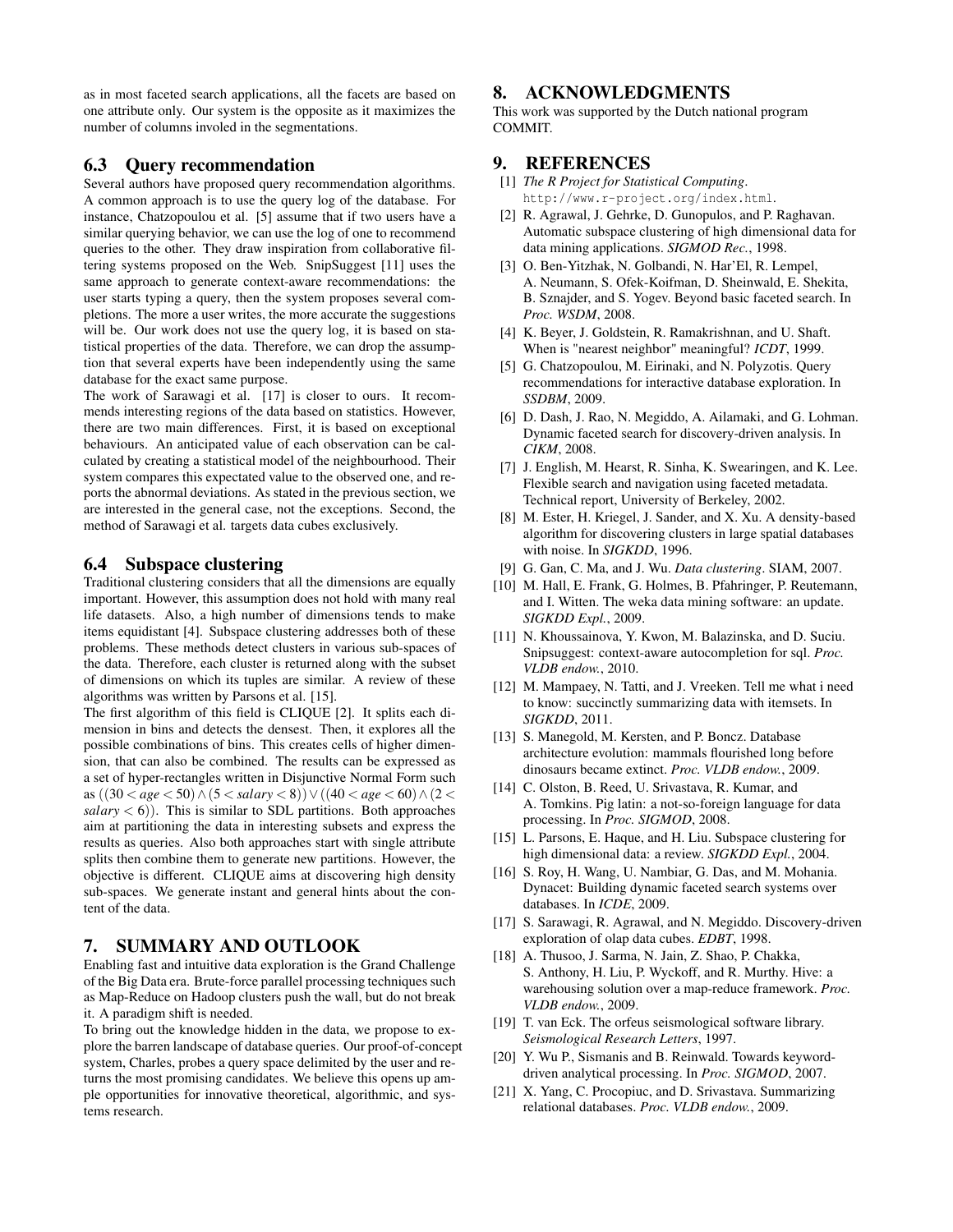as in most faceted search applications, all the facets are based on one attribute only. Our system is the opposite as it maximizes the number of columns involed in the segmentations.

## 6.3 Query recommendation

Several authors have proposed query recommendation algorithms. A common approach is to use the query log of the database. For instance, Chatzopoulou et al. [5] assume that if two users have a similar querying behavior, we can use the log of one to recommend queries to the other. They draw inspiration from collaborative filtering systems proposed on the Web. SnipSuggest [11] uses the same approach to generate context-aware recommendations: the user starts typing a query, then the system proposes several completions. The more a user writes, the more accurate the suggestions will be. Our work does not use the query log, it is based on statistical properties of the data. Therefore, we can drop the assumption that several experts have been independently using the same database for the exact same purpose.

The work of Sarawagi et al. [17] is closer to ours. It recommends interesting regions of the data based on statistics. However, there are two main differences. First, it is based on exceptional behaviours. An anticipated value of each observation can be calculated by creating a statistical model of the neighbourhood. Their system compares this expectated value to the observed one, and reports the abnormal deviations. As stated in the previous section, we are interested in the general case, not the exceptions. Second, the method of Sarawagi et al. targets data cubes exclusively.

## 6.4 Subspace clustering

Traditional clustering considers that all the dimensions are equally important. However, this assumption does not hold with many real life datasets. Also, a high number of dimensions tends to make items equidistant [4]. Subspace clustering addresses both of these problems. These methods detect clusters in various sub-spaces of the data. Therefore, each cluster is returned along with the subset of dimensions on which its tuples are similar. A review of these algorithms was written by Parsons et al. [15].

The first algorithm of this field is CLIQUE [2]. It splits each dimension in bins and detects the densest. Then, it explores all the possible combinations of bins. This creates cells of higher dimension, that can also be combined. The results can be expressed as a set of hyper-rectangles written in Disjunctive Normal Form such as $((30 < age < 50) \wedge (5 < salary < 8)) \vee ((40 < age < 60) \wedge (2 < salary < 6))$. This is similar to SDL partitions. Both approaches aim at partitioning the data in interesting subsets and express the results as queries. Also both approaches start with single attribute splits then combine them to generate new partitions. However, the objective is different. CLIQUE aims at discovering high density sub-spaces. We generate instant and general hints about the content of the data.

# 7. SUMMARY AND OUTLOOK

Enabling fast and intuitive data exploration is the Grand Challenge of the Big Data era. Brute-force parallel processing techniques such as Map-Reduce on Hadoop clusters push the wall, but do not break it. A paradigm shift is needed.

To bring out the knowledge hidden in the data, we propose to explore the barren landscape of database queries. Our proof-of-concept system, Charles, probes a query space delimited by the user and returns the most promising candidates. We believe this opens up ample opportunities for innovative theoretical, algorithmic, and systems research.

# 8. ACKNOWLEDGMENTS

This work was supported by the Dutch national program COMMIT.

# 9. REFERENCES

[1] *The R Project for Statistical Computing*. http://www.r-project.org/index.html.

[2] R. Agrawal, J. Gehrke, D. Gunopulos, and P. Raghavan. Automatic subspace clustering of high dimensional data for data mining applications. *SIGMOD Rec.*, 1998.

[3] O. Ben-Yitzhak, N. Golbandi, N. Har'El, R. Lempel, A. Neumann, S. Ofek-Koifman, D. Sheinwald, E. Shekita, B. Sznajder, and S. Yogev. Beyond basic faceted search. In *Proc. WSDM*, 2008.

[4] K. Beyer, J. Goldstein, R. Ramakrishnan, and U. Shaft. When is "nearest neighbor" meaningful? *ICDT*, 1999.

[5] G. Chatzopoulou, M. Eirinaki, and N. Polyzotis. Query recommendations for interactive database exploration. In *SSDBM*, 2009.

[6] D. Dash, J. Rao, N. Megiddo, A. Ailamaki, and G. Lohman. Dynamic faceted search for discovery-driven analysis. In *CIKM*, 2008.

[7] J. English, M. Hearst, R. Sinha, K. Swearingen, and K. Lee. Flexible search and navigation using faceted metadata. Technical report, University of Berkeley, 2002.

[8] M. Ester, H. Kriegel, J. Sander, and X. Xu. A density-based algorithm for discovering clusters in large spatial databases with noise. In *SIGKDD*, 1996.

[9] G. Gan, C. Ma, and J. Wu. *Data clustering*. SIAM, 2007.

[10] M. Hall, E. Frank, G. Holmes, B. Pfahringer, P. Reutemann, and I. Witten. The weka data mining software: an update. *SIGKDD Expl.*, 2009.

[11] N. Khoussainova, Y. Kwon, M. Balazinska, and D. Suciu. Snipsuggest: context-aware autocompletion for sql. *Proc. VLDB endow.*, 2010.

[12] M. Mampaey, N. Tatti, and J. Vreeken. Tell me what i need to know: succinctly summarizing data with itemsets. In *SIGKDD*, 2011.

[13] S. Manegold, M. Kersten, and P. Boncz. Database architecture evolution: mammals flourished long before dinosaurs became extinct. *Proc. VLDB endow.*, 2009.

[14] C. Olston, B. Reed, U. Srivastava, R. Kumar, and A. Tomkins. Pig latin: a not-so-foreign language for data processing. In *Proc. SIGMOD*, 2008.

[15] L. Parsons, E. Haque, and H. Liu. Subspace clustering for high dimensional data: a review. *SIGKDD Expl.*, 2004.

[16] S. Roy, H. Wang, U. Nambiar, G. Das, and M. Mohania. Dynacet: Building dynamic faceted search systems over databases. In *ICDE*, 2009.

[17] S. Sarawagi, R. Agrawal, and N. Megiddo. Discovery-driven exploration of olap data cubes. *EDBT*, 1998.

[18] A. Thusoo, J. Sarma, N. Jain, Z. Shao, P. Chakka, S. Anthony, H. Liu, P. Wyckoff, and R. Murthy. Hive: a warehousing solution over a map-reduce framework. *Proc. VLDB endow.*, 2009.

[19] T. van Eck. The orfeus seismological software library. *Seismological Research Letters*, 1997.

[20] Y. Wu P., Sismanis and B. Reinwald. Towards keyword-driven analytical processing. In *Proc. SIGMOD*, 2007.

[21] X. Yang, C. Procopiuc, and D. Srivastava. Summarizing relational databases. *Proc. VLDB endow.*, 2009.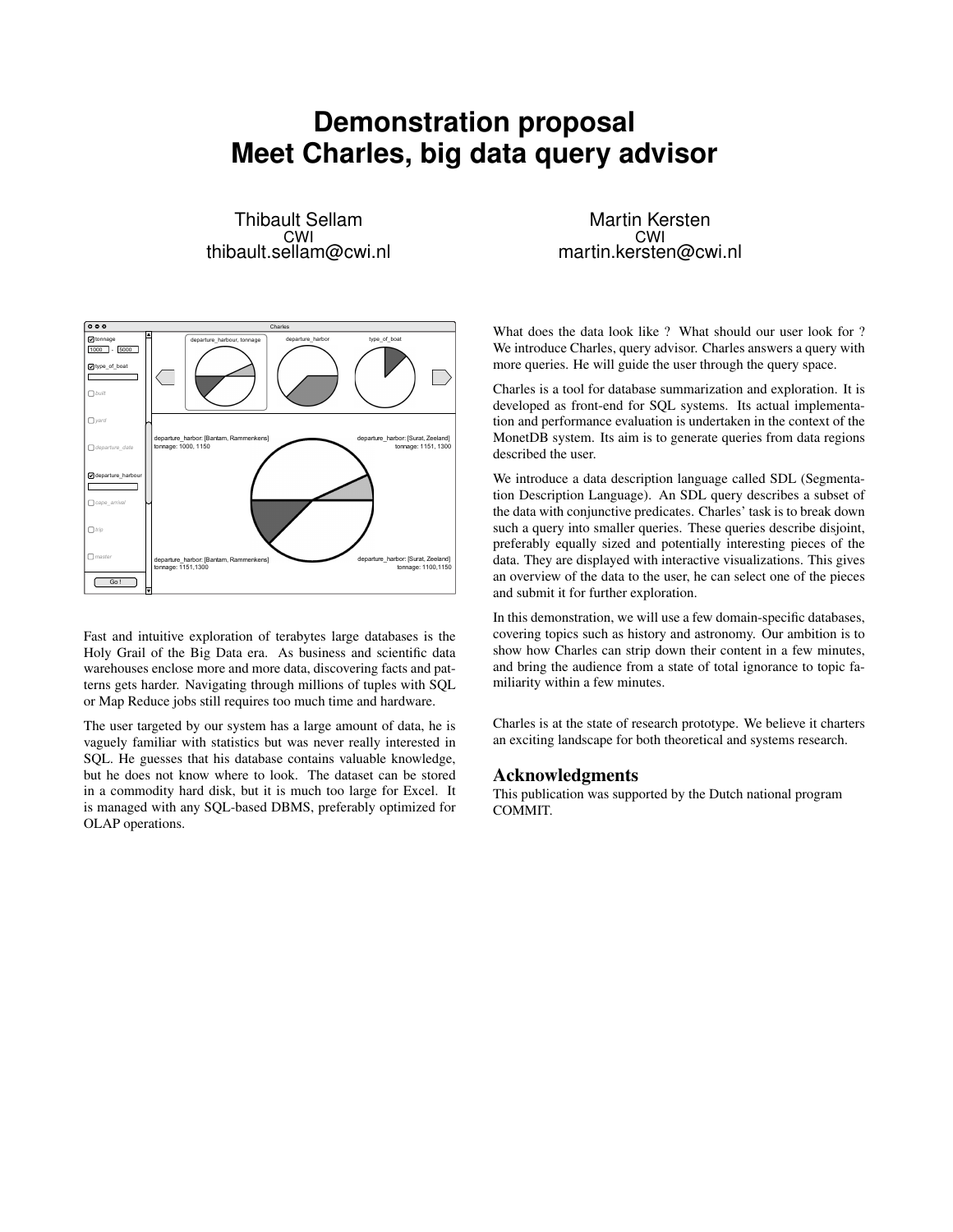# Demonstration proposal
# Meet Charles, big data query advisor

Thibault Sellam
CWI
thibault.sellam@cwi.nl

Martin Kersten
CWI
martin.kersten@cwi.nl

Charles

tonnage
1000 - 5000
type_of_boat
built
yard
departure_date
departure_harbour
cape_arrival
trip
master
Go !

departure_harbour, tonnage
departure_harbor
type_of_boat

departure_harbor: [Bantam, Rammenkens]
tonnage: 1000, 1150

departure_harbor: [Surat, Zeeland]
tonnage: 1151, 1300

departure_harbor: [Bantam, Rammenkens]
tonnage: 1151,1300

departure_harbor: [Surat, Zeeland]
tonnage: 1100,1150

Fast and intuitive exploration of terabytes large databases is the Holy Grail of the Big Data era. As business and scientific data warehouses enclose more and more data, discovering facts and patterns gets harder. Navigating through millions of tuples with SQL or Map Reduce jobs still requires too much time and hardware.

The user targeted by our system has a large amount of data, he is vaguely familiar with statistics but was never really interested in SQL. He guesses that his database contains valuable knowledge, but he does not know where to look. The dataset can be stored in a commodity hard disk, but it is much too large for Excel. It is managed with any SQL-based DBMS, preferably optimized for OLAP operations.

What does the data look like ? What should our user look for ? We introduce Charles, query advisor. Charles answers a query with more queries. He will guide the user through the query space.

Charles is a tool for database summarization and exploration. It is developed as front-end for SQL systems. Its actual implementation and performance evaluation is undertaken in the context of the MonetDB system. Its aim is to generate queries from data regions described the user.

We introduce a data description language called SDL (Segmentation Description Language). An SDL query describes a subset of the data with conjunctive predicates. Charles' task is to break down such a query into smaller queries. These queries describe disjoint, preferably equally sized and potentially interesting pieces of the data. They are displayed with interactive visualizations. This gives an overview of the data to the user, he can select one of the pieces and submit it for further exploration.

In this demonstration, we will use a few domain-specific databases, covering topics such as history and astronomy. Our ambition is to show how Charles can strip down their content in a few minutes, and bring the audience from a state of total ignorance to topic familiarity within a few minutes.

Charles is at the state of research prototype. We believe it charters an exciting landscape for both theoretical and systems research.

## Acknowledgments

This publication was supported by the Dutch national program COMMIT.